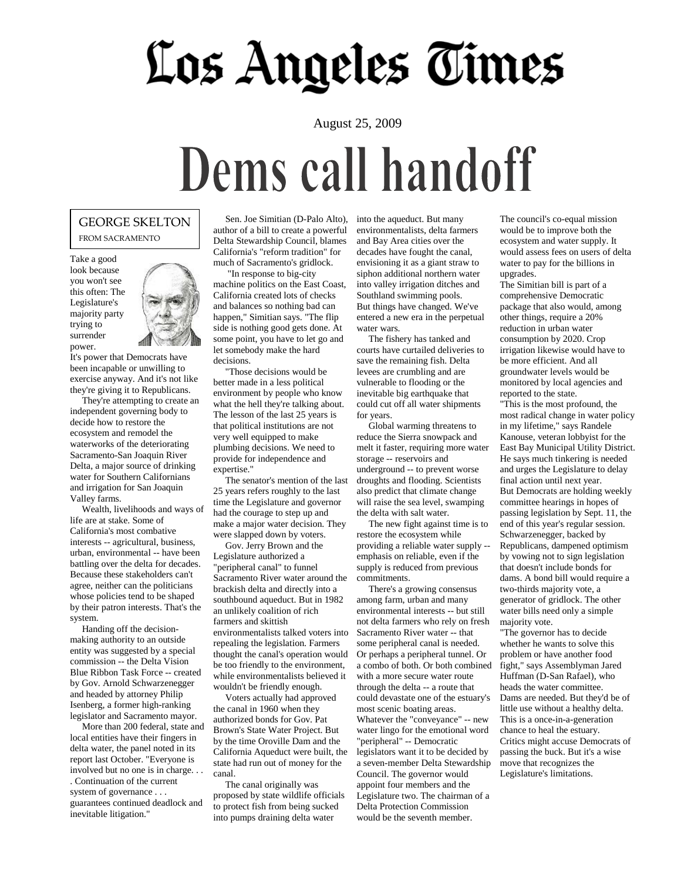# Los Angeles Times

August 25, 2009

# Dems call handoff

GEORGE SKELTON

FROM SACRAMENTO

Take a good look because you won't see this often: The Legislature's majority party trying to surrender power. It's power that Democrats have been incapable or unwilling to exercise anyway. And it's not like they're giving it to Republicans.

They're attempting to create an independent governing body to decide how to restore the ecosystem and remodel the waterworks of the deteriorating Sacramento-San Joaquin River Delta, a major source of drinking water for Southern Californians and irrigation for San Joaquin Valley farms.

Wealth, livelihoods and ways of life are at stake. Some of California's most combative interests -- agricultural, business, urban, environmental -- have been battling over the delta for decades. Because these stakeholders can't agree, neither can the politicians whose policies tend to be shaped by their patron interests. That's the system.

Handing off the decision-making authority to an outside entity was suggested by a special commission -- the Delta Vision Blue Ribbon Task Force -- created by Gov. Arnold Schwarzenegger and headed by attorney Philip Isenberg, a former high-ranking legislator and Sacramento mayor.

More than 200 federal, state and local entities have their fingers in delta water, the panel noted in its report last October. "Everyone is involved but no one is in charge. . . . Continuation of the current system of governance . . . guarantees continued deadlock and inevitable litigation."

Sen. Joe Simitian (D-Palo Alto), author of a bill to create a powerful Delta Stewardship Council, blames California's "reform tradition" for much of Sacramento's gridlock.

"In response to big-city machine politics on the East Coast, California created lots of checks and balances so nothing bad can happen," Simitian says. "The flip side is nothing good gets done. At some point, you have to let go and let somebody make the hard decisions.

"Those decisions would be better made in a less political environment by people who know what the hell they're talking about. The lesson of the last 25 years is that political institutions are not very well equipped to make plumbing decisions. We need to provide for independence and expertise."

The senator's mention of the last 25 years refers roughly to the last time the Legislature and governor had the courage to step up and make a major water decision. They were slapped down by voters.

Gov. Jerry Brown and the Legislature authorized a "peripheral canal" to funnel Sacramento River water around the brackish delta and directly into a southbound aqueduct. But in 1982 an unlikely coalition of rich farmers and skittish environmentalists talked voters into repealing the legislation. Farmers thought the canal's operation would be too friendly to the environment, while environmentalists believed it wouldn't be friendly enough.

Voters actually had approved the canal in 1960 when they authorized bonds for Gov. Pat Brown's State Water Project. But by the time Oroville Dam and the California Aqueduct were built, the state had run out of money for the canal.

The canal originally was proposed by state wildlife officials to protect fish from being sucked into pumps draining delta water into the aqueduct. But many environmentalists, delta farmers and Bay Area cities over the decades have fought the canal, envisioning it as a giant straw to siphon additional northern water into valley irrigation ditches and Southland swimming pools.

But things have changed. We've entered a new era in the perpetual water wars.

The fishery has tanked and courts have curtailed deliveries to save the remaining fish. Delta levees are crumbling and are vulnerable to flooding or the inevitable big earthquake that could cut off all water shipments for years.

Global warming threatens to reduce the Sierra snowpack and melt it faster, requiring more water storage -- reservoirs and underground -- to prevent worse droughts and flooding. Scientists also predict that climate change will raise the sea level, swamping the delta with salt water.

The new fight against time is to restore the ecosystem while providing a reliable water supply -- emphasis on reliable, even if the supply is reduced from previous commitments.

There's a growing consensus among farm, urban and many environmental interests -- but still not delta farmers who rely on fresh Sacramento River water -- that some peripheral canal is needed. Or perhaps a peripheral tunnel. Or a combo of both. Or both combined with a more secure water route through the delta -- a route that could devastate one of the estuary's most scenic boating areas.

Whatever the "conveyance" -- new water lingo for the emotional word "peripheral" -- Democratic legislators want it to be decided by a seven-member Delta Stewardship Council. The governor would appoint four members and the Legislature two. The chairman of a Delta Protection Commission would be the seventh member.

The council's co-equal mission would be to improve both the ecosystem and water supply. It would assess fees on users of delta water to pay for the billions in upgrades.

The Simitian bill is part of a comprehensive Democratic package that also would, among other things, require a 20% reduction in urban water consumption by 2020. Crop irrigation likewise would have to be more efficient. And all groundwater levels would be monitored by local agencies and reported to the state.

"This is the most profound, the most radical change in water policy in my lifetime," says Randele Kanouse, veteran lobbyist for the East Bay Municipal Utility District. He says much tinkering is needed and urges the Legislature to delay final action until next year.

But Democrats are holding weekly committee hearings in hopes of passing legislation by Sept. 11, the end of this year's regular session.

Schwarzenegger, backed by Republicans, dampened optimism by vowing not to sign legislation that doesn't include bonds for dams. A bond bill would require a two-thirds majority vote, a generator of gridlock. The other water bills need only a simple majority vote.

"The governor has to decide whether he wants to solve this problem or have another food fight," says Assemblyman Jared Huffman (D-San Rafael), who heads the water committee.

Dams are needed. But they'd be of little use without a healthy delta. This is a once-in-a-generation chance to heal the estuary.

Critics might accuse Democrats of passing the buck. But it's a wise move that recognizes the Legislature's limitations.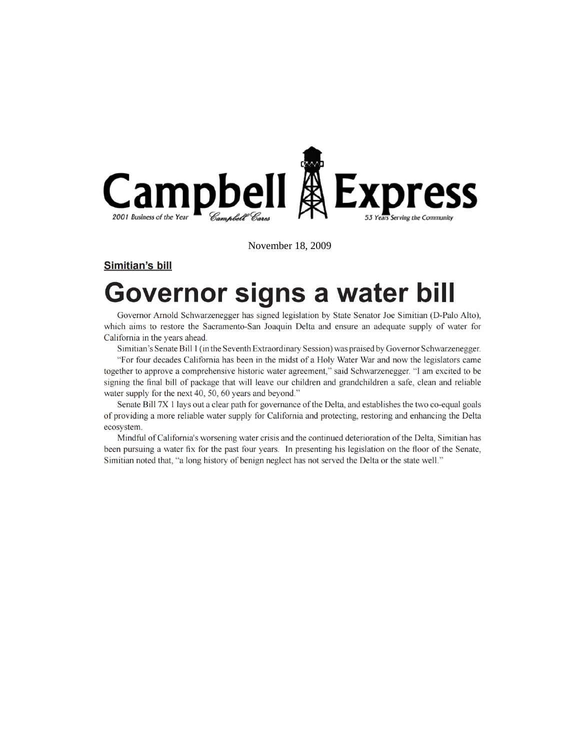# Campbell Express

2001 Business of the Year — Campbell Cares — 53 Years Serving the Community

November 18, 2009

**Simitian's bill**

# Governor signs a water bill

Governor Arnold Schwarzenegger has signed legislation by State Senator Joe Simitian (D-Palo Alto), which aims to restore the Sacramento-San Joaquin Delta and ensure an adequate supply of water for California in the years ahead.

Simitian's Senate Bill 1 (in the Seventh Extraordinary Session) was praised by Governor Schwarzenegger.

"For four decades California has been in the midst of a Holy Water War and now the legislators came together to approve a comprehensive historic water agreement," said Schwarzenegger. "I am excited to be signing the final bill of package that will leave our children and grandchildren a safe, clean and reliable water supply for the next 40, 50, 60 years and beyond."

Senate Bill 7X 1 lays out a clear path for governance of the Delta, and establishes the two co-equal goals of providing a more reliable water supply for California and protecting, restoring and enhancing the Delta ecosystem.

Mindful of California's worsening water crisis and the continued deterioration of the Delta, Simitian has been pursuing a water fix for the past four years. In presenting his legislation on the floor of the Senate, Simitian noted that, "a long history of benign neglect has not served the Delta or the state well."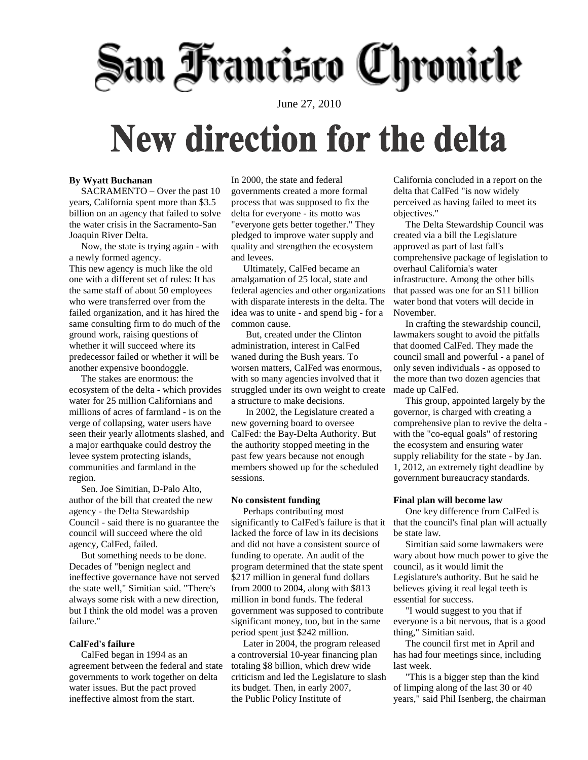# San Francisco Chronicle

June 27, 2010

# New direction for the delta

**By Wyatt Buchanan**

SACRAMENTO – Over the past 10 years, California spent more than $3.5 billion on an agency that failed to solve the water crisis in the Sacramento-San Joaquin River Delta.

Now, the state is trying again - with a newly formed agency.

This new agency is much like the old one with a different set of rules: It has the same staff of about 50 employees who were transferred over from the failed organization, and it has hired the same consulting firm to do much of the ground work, raising questions of whether it will succeed where its predecessor failed or whether it will be another expensive boondoggle.

The stakes are enormous: the ecosystem of the delta - which provides water for 25 million Californians and millions of acres of farmland - is on the verge of collapsing, water users have seen their yearly allotments slashed, and a major earthquake could destroy the levee system protecting islands, communities and farmland in the region.

Sen. Joe Simitian, D-Palo Alto, author of the bill that created the new agency - the Delta Stewardship Council - said there is no guarantee the council will succeed where the old agency, CalFed, failed.

But something needs to be done. Decades of "benign neglect and ineffective governance have not served the state well," Simitian said. "There's always some risk with a new direction, but I think the old model was a proven failure."

**CalFed's failure**

CalFed began in 1994 as an agreement between the federal and state governments to work together on delta water issues. But the pact proved ineffective almost from the start.

In 2000, the state and federal governments created a more formal process that was supposed to fix the delta for everyone - its motto was "everyone gets better together." They pledged to improve water supply and quality and strengthen the ecosystem and levees.

Ultimately, CalFed became an amalgamation of 25 local, state and federal agencies and other organizations with disparate interests in the delta. The idea was to unite - and spend big - for a common cause.

But, created under the Clinton administration, interest in CalFed waned during the Bush years. To worsen matters, CalFed was enormous, with so many agencies involved that it struggled under its own weight to create a structure to make decisions.

In 2002, the Legislature created a new governing board to oversee CalFed: the Bay-Delta Authority. But the authority stopped meeting in the past few years because not enough members showed up for the scheduled sessions.

**No consistent funding**

Perhaps contributing most significantly to CalFed's failure is that it lacked the force of law in its decisions and did not have a consistent source of funding to operate. An audit of the program determined that the state spent $217 million in general fund dollars from 2000 to 2004, along with $813 million in bond funds. The federal government was supposed to contribute significant money, too, but in the same period spent just $242 million.

Later in 2004, the program released a controversial 10-year financing plan totaling $8 billion, which drew wide criticism and led the Legislature to slash its budget. Then, in early 2007, the Public Policy Institute of California concluded in a report on the delta that CalFed "is now widely perceived as having failed to meet its objectives."

The Delta Stewardship Council was created via a bill the Legislature approved as part of last fall's comprehensive package of legislation to overhaul California's water infrastructure. Among the other bills that passed was one for an $11 billion water bond that voters will decide in November.

In crafting the stewardship council, lawmakers sought to avoid the pitfalls that doomed CalFed. They made the council small and powerful - a panel of only seven individuals - as opposed to the more than two dozen agencies that made up CalFed.

This group, appointed largely by the governor, is charged with creating a comprehensive plan to revive the delta - with the "co-equal goals" of restoring the ecosystem and ensuring water supply reliability for the state - by Jan. 1, 2012, an extremely tight deadline by government bureaucracy standards.

**Final plan will become law**

One key difference from CalFed is that the council's final plan will actually be state law.

Simitian said some lawmakers were wary about how much power to give the council, as it would limit the Legislature's authority. But he said he believes giving it real legal teeth is essential for success.

"I would suggest to you that if everyone is a bit nervous, that is a good thing," Simitian said.

The council first met in April and has had four meetings since, including last week.

"This is a bigger step than the kind of limping along of the last 30 or 40 years," said Phil Isenberg, the chairman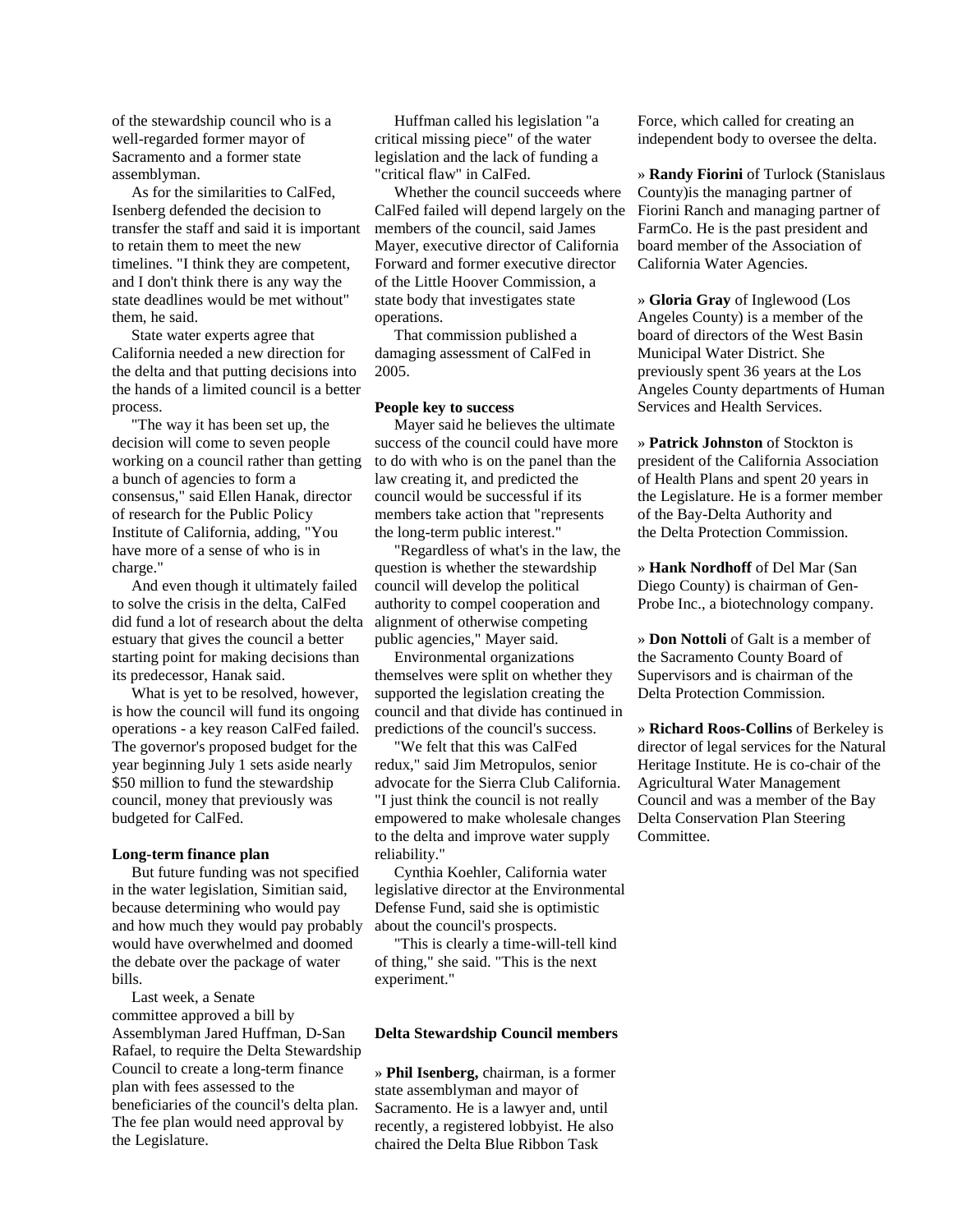of the stewardship council who is a well-regarded former mayor of Sacramento and a former state assemblyman.

As for the similarities to CalFed, Isenberg defended the decision to transfer the staff and said it is important to retain them to meet the new timelines. "I think they are competent, and I don't think there is any way the state deadlines would be met without" them, he said.

State water experts agree that California needed a new direction for the delta and that putting decisions into the hands of a limited council is a better process.

"The way it has been set up, the decision will come to seven people working on a council rather than getting a bunch of agencies to form a consensus," said Ellen Hanak, director of research for the Public Policy Institute of California, adding, "You have more of a sense of who is in charge."

And even though it ultimately failed to solve the crisis in the delta, CalFed did fund a lot of research about the delta estuary that gives the council a better starting point for making decisions than its predecessor, Hanak said.

What is yet to be resolved, however, is how the council will fund its ongoing operations - a key reason CalFed failed. The governor's proposed budget for the year beginning July 1 sets aside nearly \$50 million to fund the stewardship council, money that previously was budgeted for CalFed.

**Long-term finance plan**

But future funding was not specified in the water legislation, Simitian said, because determining who would pay and how much they would pay probably would have overwhelmed and doomed the debate over the package of water bills.

Last week, a Senate committee approved a bill by Assemblyman Jared Huffman, D-San Rafael, to require the Delta Stewardship Council to create a long-term finance plan with fees assessed to the beneficiaries of the council's delta plan. The fee plan would need approval by the Legislature.

Huffman called his legislation "a critical missing piece" of the water legislation and the lack of funding a "critical flaw" in CalFed.

Whether the council succeeds where CalFed failed will depend largely on the members of the council, said James Mayer, executive director of California Forward and former executive director of the Little Hoover Commission, a state body that investigates state operations.

That commission published a damaging assessment of CalFed in 2005.

**People key to success**

Mayer said he believes the ultimate success of the council could have more to do with who is on the panel than the law creating it, and predicted the council would be successful if its members take action that "represents the long-term public interest."

"Regardless of what's in the law, the question is whether the stewardship council will develop the political authority to compel cooperation and alignment of otherwise competing public agencies," Mayer said.

Environmental organizations themselves were split on whether they supported the legislation creating the council and that divide has continued in predictions of the council's success.

"We felt that this was CalFed redux," said Jim Metropulos, senior advocate for the Sierra Club California. "I just think the council is not really empowered to make wholesale changes to the delta and improve water supply reliability."

Cynthia Koehler, California water legislative director at the Environmental Defense Fund, said she is optimistic about the council's prospects.

"This is clearly a time-will-tell kind of thing," she said. "This is the next experiment."

**Delta Stewardship Council members**

» **Phil Isenberg,** chairman, is a former state assemblyman and mayor of Sacramento. He is a lawyer and, until recently, a registered lobbyist. He also chaired the Delta Blue Ribbon Task Force, which called for creating an independent body to oversee the delta.

» **Randy Fiorini** of Turlock (Stanislaus County)is the managing partner of Fiorini Ranch and managing partner of FarmCo. He is the past president and board member of the Association of California Water Agencies.

» **Gloria Gray** of Inglewood (Los Angeles County) is a member of the board of directors of the West Basin Municipal Water District. She previously spent 36 years at the Los Angeles County departments of Human Services and Health Services.

» **Patrick Johnston** of Stockton is president of the California Association of Health Plans and spent 20 years in the Legislature. He is a former member of the Bay-Delta Authority and the Delta Protection Commission.

» **Hank Nordhoff** of Del Mar (San Diego County) is chairman of Gen-Probe Inc., a biotechnology company.

» **Don Nottoli** of Galt is a member of the Sacramento County Board of Supervisors and is chairman of the Delta Protection Commission.

» **Richard Roos-Collins** of Berkeley is director of legal services for the Natural Heritage Institute. He is co-chair of the Agricultural Water Management Council and was a member of the Bay Delta Conservation Plan Steering Committee.